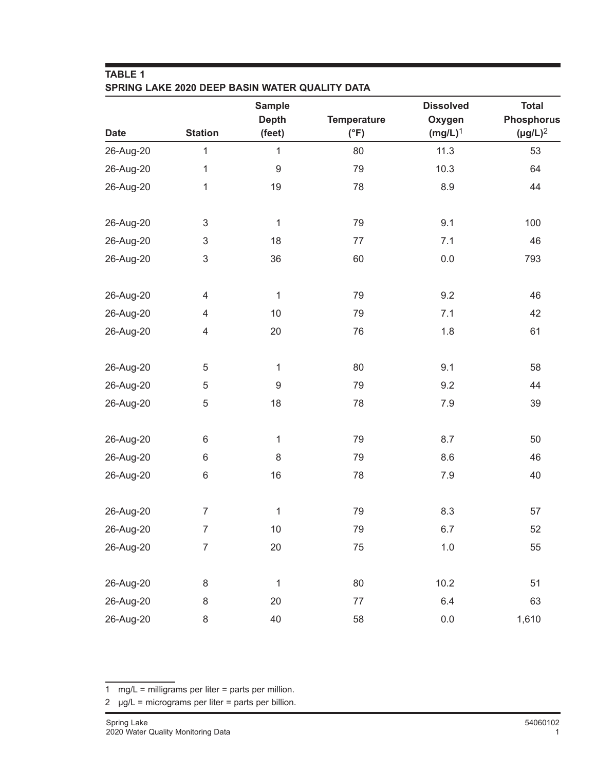**TABLE 1**
**SPRING LAKE 2020 DEEP BASIN WATER QUALITY DATA**

| Date | Station | Sample Depth (feet) | Temperature (°F) | Dissolved Oxygen (mg/L)[1] | Total Phosphorus (μg/L)[2] |
|---|---|---|---|---|---|
| 26-Aug-20 | 1 | 1 | 80 | 11.3 | 53 |
| 26-Aug-20 | 1 | 9 | 79 | 10.3 | 64 |
| 26-Aug-20 | 1 | 19 | 78 | 8.9 | 44 |
| | | | | | |
| 26-Aug-20 | 3 | 1 | 79 | 9.1 | 100 |
| 26-Aug-20 | 3 | 18 | 77 | 7.1 | 46 |
| 26-Aug-20 | 3 | 36 | 60 | 0.0 | 793 |
| | | | | | |
| 26-Aug-20 | 4 | 1 | 79 | 9.2 | 46 |
| 26-Aug-20 | 4 | 10 | 79 | 7.1 | 42 |
| 26-Aug-20 | 4 | 20 | 76 | 1.8 | 61 |
| | | | | | |
| 26-Aug-20 | 5 | 1 | 80 | 9.1 | 58 |
| 26-Aug-20 | 5 | 9 | 79 | 9.2 | 44 |
| 26-Aug-20 | 5 | 18 | 78 | 7.9 | 39 |
| | | | | | |
| 26-Aug-20 | 6 | 1 | 79 | 8.7 | 50 |
| 26-Aug-20 | 6 | 8 | 79 | 8.6 | 46 |
| 26-Aug-20 | 6 | 16 | 78 | 7.9 | 40 |
| | | | | | |
| 26-Aug-20 | 7 | 1 | 79 | 8.3 | 57 |
| 26-Aug-20 | 7 | 10 | 79 | 6.7 | 52 |
| 26-Aug-20 | 7 | 20 | 75 | 1.0 | 55 |
| | | | | | |
| 26-Aug-20 | 8 | 1 | 80 | 10.2 | 51 |
| 26-Aug-20 | 8 | 20 | 77 | 6.4 | 63 |
| 26-Aug-20 | 8 | 40 | 58 | 0.0 | 1,610 |

1 mg/L = milligrams per liter = parts per million.

2 μg/L = micrograms per liter = parts per billion.

Spring Lake
2020 Water Quality Monitoring Data

54060102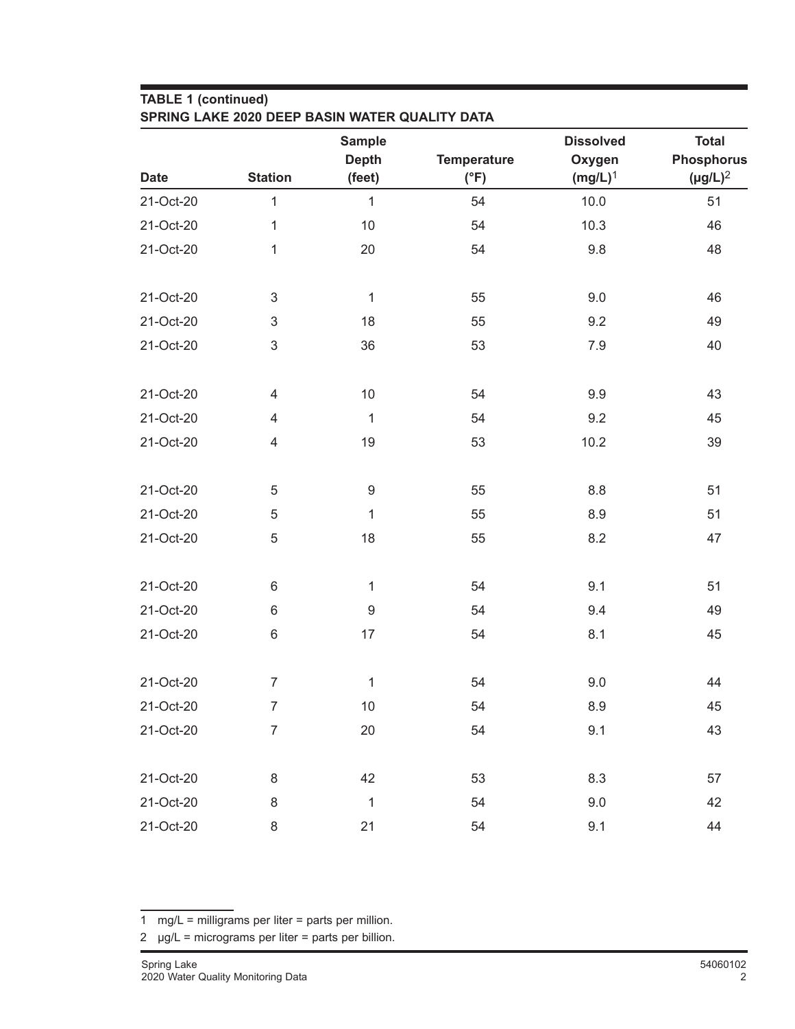**TABLE 1 (continued)**
**SPRING LAKE 2020 DEEP BASIN WATER QUALITY DATA**

| Date | Station | Sample Depth (feet) | Temperature (°F) | Dissolved Oxygen (mg/L)[1] | Total Phosphorus (μg/L)[2] |
|---|---|---|---|---|---|
| 21-Oct-20 | 1 | 1 | 54 | 10.0 | 51 |
| 21-Oct-20 | 1 | 10 | 54 | 10.3 | 46 |
| 21-Oct-20 | 1 | 20 | 54 | 9.8 | 48 |
| | | | | | |
| 21-Oct-20 | 3 | 1 | 55 | 9.0 | 46 |
| 21-Oct-20 | 3 | 18 | 55 | 9.2 | 49 |
| 21-Oct-20 | 3 | 36 | 53 | 7.9 | 40 |
| | | | | | |
| 21-Oct-20 | 4 | 10 | 54 | 9.9 | 43 |
| 21-Oct-20 | 4 | 1 | 54 | 9.2 | 45 |
| 21-Oct-20 | 4 | 19 | 53 | 10.2 | 39 |
| | | | | | |
| 21-Oct-20 | 5 | 9 | 55 | 8.8 | 51 |
| 21-Oct-20 | 5 | 1 | 55 | 8.9 | 51 |
| 21-Oct-20 | 5 | 18 | 55 | 8.2 | 47 |
| | | | | | |
| 21-Oct-20 | 6 | 1 | 54 | 9.1 | 51 |
| 21-Oct-20 | 6 | 9 | 54 | 9.4 | 49 |
| 21-Oct-20 | 6 | 17 | 54 | 8.1 | 45 |
| | | | | | |
| 21-Oct-20 | 7 | 1 | 54 | 9.0 | 44 |
| 21-Oct-20 | 7 | 10 | 54 | 8.9 | 45 |
| 21-Oct-20 | 7 | 20 | 54 | 9.1 | 43 |
| | | | | | |
| 21-Oct-20 | 8 | 42 | 53 | 8.3 | 57 |
| 21-Oct-20 | 8 | 1 | 54 | 9.0 | 42 |
| 21-Oct-20 | 8 | 21 | 54 | 9.1 | 44 |

1 mg/L = milligrams per liter = parts per million.

2 μg/L = micrograms per liter = parts per billion.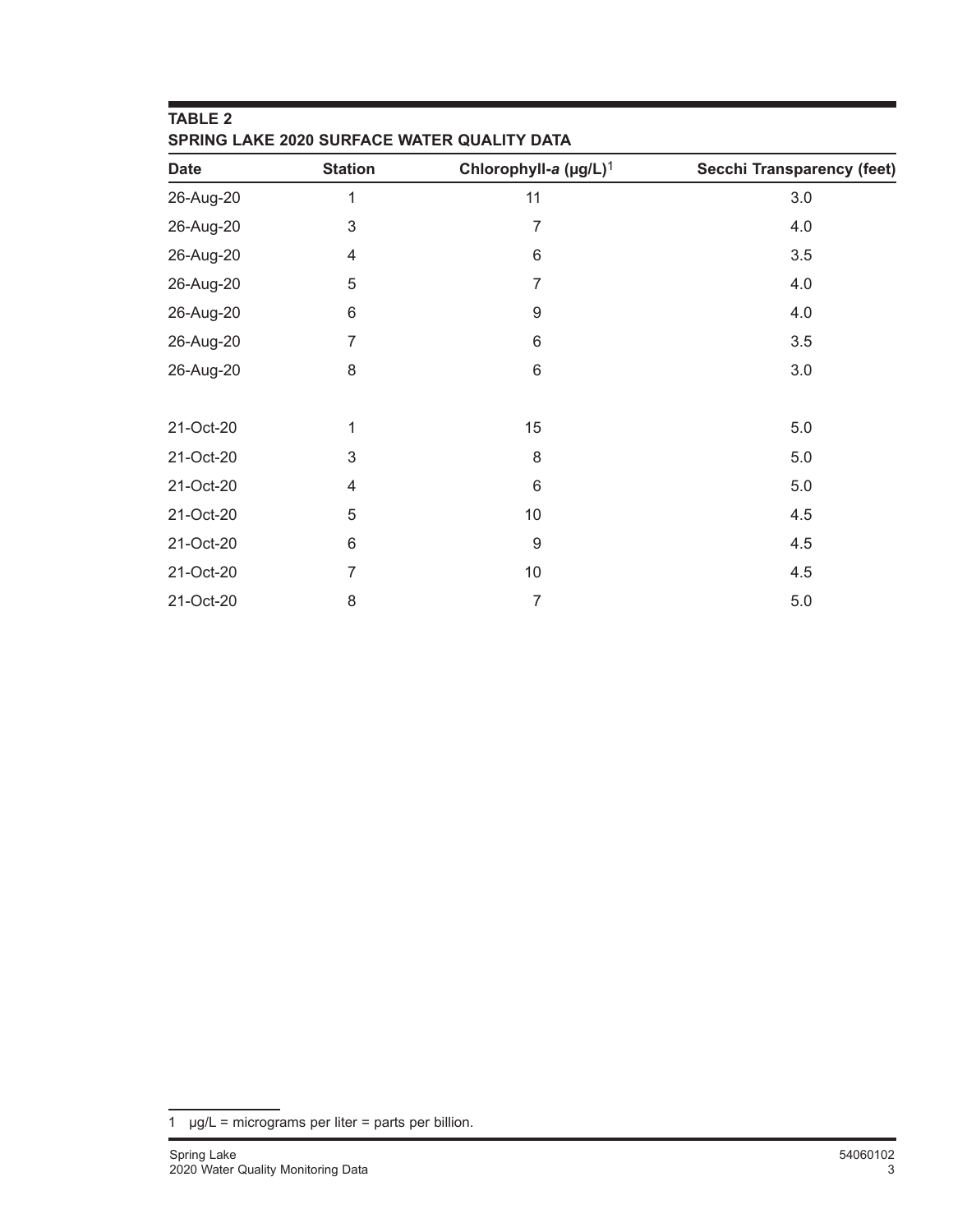**TABLE 2**
**SPRING LAKE 2020 SURFACE WATER QUALITY DATA**

| Date | Station | Chlorophyll-*a* (µg/L)[1] | Secchi Transparency (feet) |
|---|---|---|---|
| 26-Aug-20 | 1 | 11 | 3.0 |
| 26-Aug-20 | 3 | 7 | 4.0 |
| 26-Aug-20 | 4 | 6 | 3.5 |
| 26-Aug-20 | 5 | 7 | 4.0 |
| 26-Aug-20 | 6 | 9 | 4.0 |
| 26-Aug-20 | 7 | 6 | 3.5 |
| 26-Aug-20 | 8 | 6 | 3.0 |
| | | | |
| 21-Oct-20 | 1 | 15 | 5.0 |
| 21-Oct-20 | 3 | 8 | 5.0 |
| 21-Oct-20 | 4 | 6 | 5.0 |
| 21-Oct-20 | 5 | 10 | 4.5 |
| 21-Oct-20 | 6 | 9 | 4.5 |
| 21-Oct-20 | 7 | 10 | 4.5 |
| 21-Oct-20 | 8 | 7 | 5.0 |

1 µg/L = micrograms per liter = parts per billion.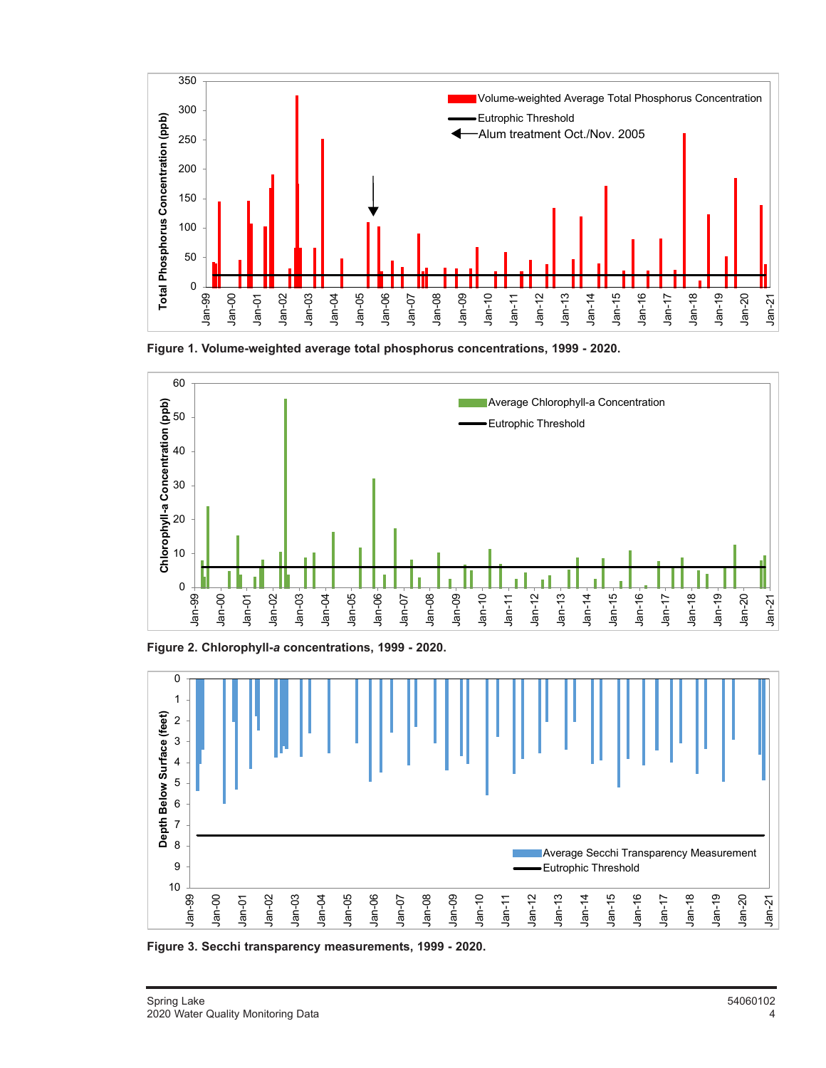350
300
250
200
150
100
50
0

Total Phosphorus Concentration (ppb)

Volume-weighted Average Total Phosphorus Concentration

Eutrophic Threshold

Alum treatment Oct./Nov. 2005

Jan-99 Jan-00 Jan-01 Jan-02 Jan-03 Jan-04 Jan-05 Jan-06 Jan-07 Jan-08 Jan-09 Jan-10 Jan-11 Jan-12 Jan-13 Jan-14 Jan-15 Jan-16 Jan-17 Jan-18 Jan-19 Jan-20 Jan-21

**Figure 1. Volume-weighted average total phosphorus concentrations, 1999 - 2020.**

60
50
40
30
20
10
0

Chlorophyll-a Concentration (ppb)

Average Chlorophyll-a Concentration

Eutrophic Threshold

Jan-99 Jan-00 Jan-01 Jan-02 Jan-03 Jan-04 Jan-05 Jan-06 Jan-07 Jan-08 Jan-09 Jan-10 Jan-11 Jan-12 Jan-13 Jan-14 Jan-15 Jan-16 Jan-17 Jan-18 Jan-19 Jan-20 Jan-21

**Figure 2. Chlorophyll-*a* concentrations, 1999 - 2020.**

0
1
2
3
4
5
6
7
8
9
10

Depth Below Surface (feet)

Average Secchi Transparency Measurement

Eutrophic Threshold

Jan-99 Jan-00 Jan-01 Jan-02 Jan-03 Jan-04 Jan-05 Jan-06 Jan-07 Jan-08 Jan-09 Jan-10 Jan-11 Jan-12 Jan-13 Jan-14 Jan-15 Jan-16 Jan-17 Jan-18 Jan-19 Jan-20 Jan-21

**Figure 3. Secchi transparency measurements, 1999 - 2020.**